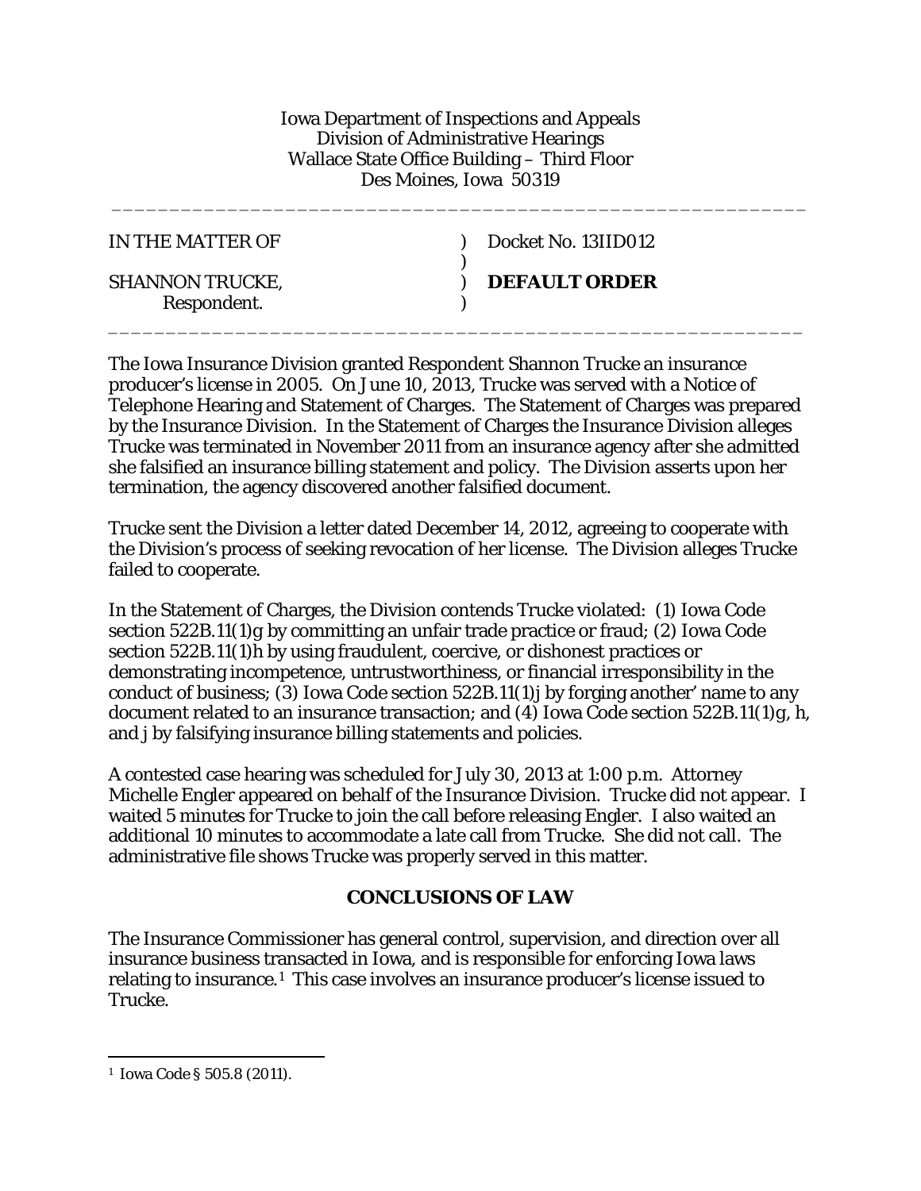Iowa Department of Inspections and Appeals
Division of Administrative Hearings
Wallace State Office Building – Third Floor
Des Moines, Iowa 50319

---

| | | |
|---|---|---|
| IN THE MATTER OF | ) | Docket No. 13IID012 |
| | ) | |
| SHANNON TRUCKE, | ) | **DEFAULT ORDER** |
| Respondent. | ) | |

---

The Iowa Insurance Division granted Respondent Shannon Trucke an insurance producer's license in 2005. On June 10, 2013, Trucke was served with a Notice of Telephone Hearing and Statement of Charges. The Statement of Charges was prepared by the Insurance Division. In the Statement of Charges the Insurance Division alleges Trucke was terminated in November 2011 from an insurance agency after she admitted she falsified an insurance billing statement and policy. The Division asserts upon her termination, the agency discovered another falsified document.

Trucke sent the Division a letter dated December 14, 2012, agreeing to cooperate with the Division's process of seeking revocation of her license. The Division alleges Trucke failed to cooperate.

In the Statement of Charges, the Division contends Trucke violated: (1) Iowa Code section 522B.11(1)g by committing an unfair trade practice or fraud; (2) Iowa Code section 522B.11(1)h by using fraudulent, coercive, or dishonest practices or demonstrating incompetence, untrustworthiness, or financial irresponsibility in the conduct of business; (3) Iowa Code section 522B.11(1)j by forging another' name to any document related to an insurance transaction; and (4) Iowa Code section 522B.11(1)g, h, and j by falsifying insurance billing statements and policies.

A contested case hearing was scheduled for July 30, 2013 at 1:00 p.m. Attorney Michelle Engler appeared on behalf of the Insurance Division. Trucke did not appear. I waited 5 minutes for Trucke to join the call before releasing Engler. I also waited an additional 10 minutes to accommodate a late call from Trucke. She did not call. The administrative file shows Trucke was properly served in this matter.

## CONCLUSIONS OF LAW

The Insurance Commissioner has general control, supervision, and direction over all insurance business transacted in Iowa, and is responsible for enforcing Iowa laws relating to insurance.[1] This case involves an insurance producer's license issued to Trucke.

---

[1] Iowa Code § 505.8 (2011).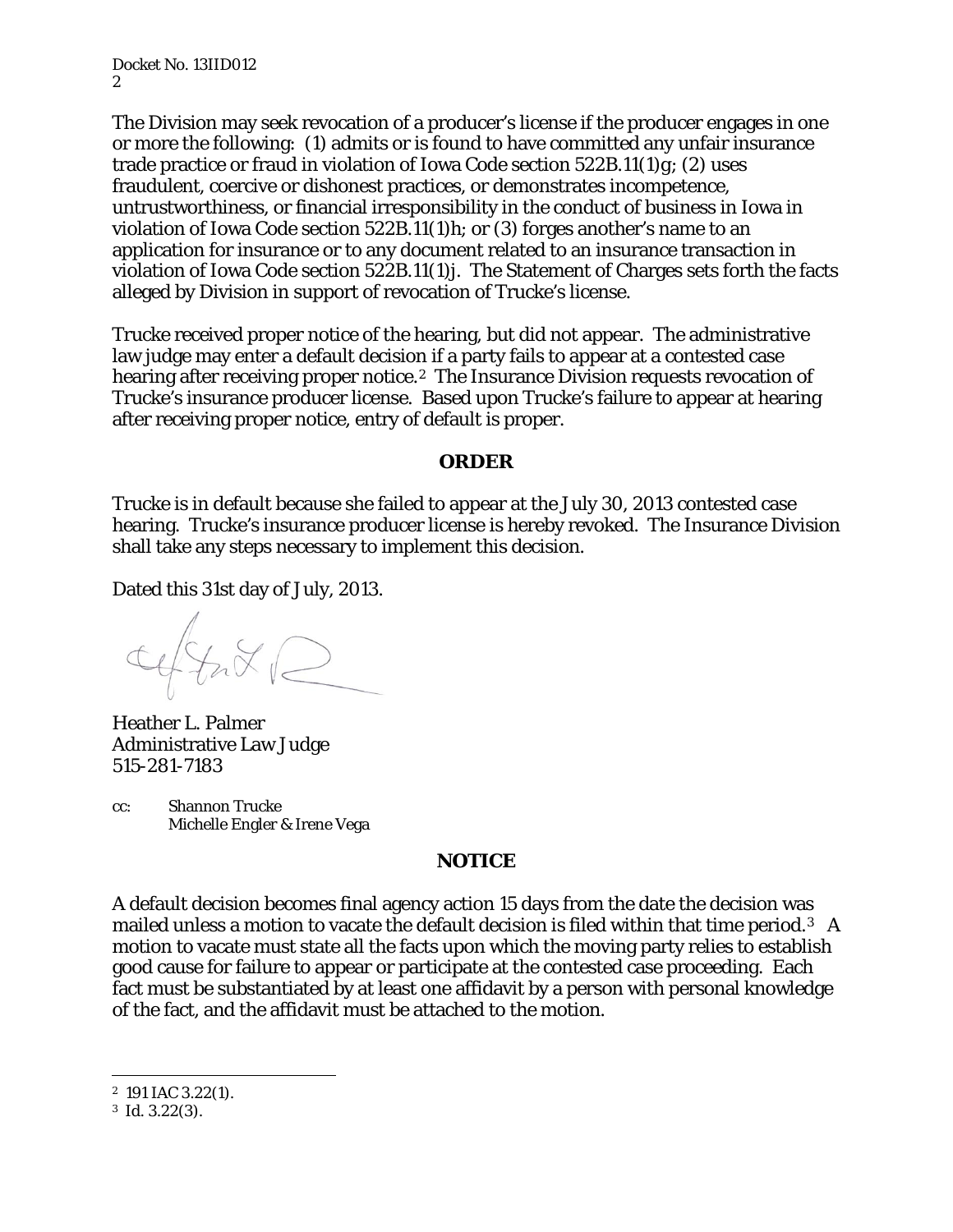The Division may seek revocation of a producer's license if the producer engages in one or more the following: (1) admits or is found to have committed any unfair insurance trade practice or fraud in violation of Iowa Code section 522B.11(1)g; (2) uses fraudulent, coercive or dishonest practices, or demonstrates incompetence, untrustworthiness, or financial irresponsibility in the conduct of business in Iowa in violation of Iowa Code section 522B.11(1)h; or (3) forges another's name to an application for insurance or to any document related to an insurance transaction in violation of Iowa Code section 522B.11(1)j. The Statement of Charges sets forth the facts alleged by Division in support of revocation of Trucke's license.

Trucke received proper notice of the hearing, but did not appear. The administrative law judge may enter a default decision if a party fails to appear at a contested case hearing after receiving proper notice.[2] The Insurance Division requests revocation of Trucke's insurance producer license. Based upon Trucke's failure to appear at hearing after receiving proper notice, entry of default is proper.

## ORDER

Trucke is in default because she failed to appear at the July 30, 2013 contested case hearing. Trucke's insurance producer license is hereby revoked. The Insurance Division shall take any steps necessary to implement this decision.

Dated this 31st day of July, 2013.

Heather L. Palmer
Administrative Law Judge
515-281-7183

cc: Shannon Trucke
Michelle Engler & Irene Vega

## NOTICE

A default decision becomes final agency action 15 days from the date the decision was mailed unless a motion to vacate the default decision is filed within that time period.[3] A motion to vacate must state all the facts upon which the moving party relies to establish good cause for failure to appear or participate at the contested case proceeding. Each fact must be substantiated by at least one affidavit by a person with personal knowledge of the fact, and the affidavit must be attached to the motion.

---

[2] 191 IAC 3.22(1).

[3] Id. 3.22(3).